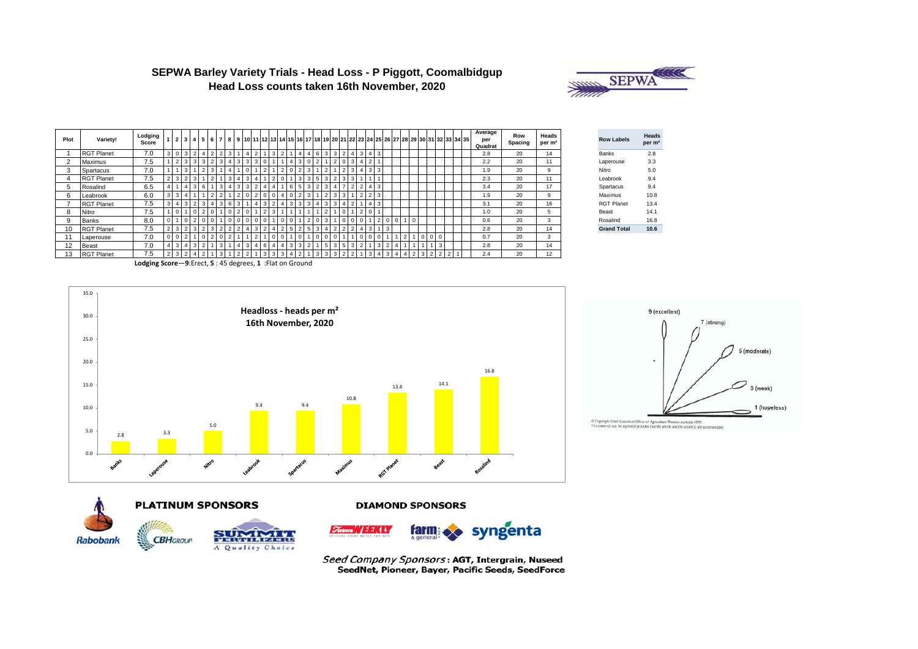# SEPWA Barley Variety Trials - Head Loss - P Piggott, Coomalbidgup

## Head Loss counts taken 16th November, 2020

| Plot | Variety! | Lodging Score | 1 | 2 | 3 | 4 | 5 | 6 | 7 | 8 | 9 | 10 | 11 | 12 | 13 | 14 | 15 | 16 | 17 | 18 | 19 | 20 | 21 | 22 | 23 | 24 | 25 | 26 | 27 | 28 | 29 | 30 | 31 | 32 | 33 | 34 | 35 | Average per Quadrat | Row Spacing | Heads per m² |
|---|---|---|---|---|---|---|---|---|---|---|---|---|---|---|---|---|---|---|---|---|---|---|---|---|---|---|---|---|---|---|---|---|---|---|---|---|---|---|---|---|
| 1 | RGT Planet | 7.0 | 3 | 0 | 3 | 2 | 4 | 2 | 2 | 3 | 1 | 4 | 2 | 1 | 3 | 2 | 1 | 4 | 4 | 6 | 3 | 3 | 2 | 4 | 3 | 4 | 3 | | | | | | | | | | | 2.8 | 20 | 14 |
| 2 | Maximus | 7.5 | 1 | 2 | 3 | 3 | 3 | 2 | 3 | 4 | 3 | 3 | 3 | 0 | 1 | 1 | 4 | 3 | 0 | 2 | 1 | 2 | 0 | 3 | 4 | 2 | 1 | | | | | | | | | | | 2.2 | 20 | 11 |
| 3 | Spartacus | 7.0 | 1 | 1 | 3 | 1 | 2 | 3 | 1 | 4 | 1 | 0 | 1 | 2 | 1 | 2 | 0 | 2 | 3 | 1 | 2 | 1 | 2 | 3 | 4 | 3 | 3 | | | | | | | | | | | 1.9 | 20 | 9 |
| 4 | RGT Planet | 7.5 | 2 | 3 | 2 | 3 | 1 | 2 | 1 | 3 | 4 | 3 | 4 | 1 | 2 | 0 | 1 | 3 | 3 | 5 | 3 | 2 | 3 | 3 | 1 | 1 | 1 | | | | | | | | | | | 2.3 | 20 | 11 |
| 5 | Rosalind | 6.5 | 4 | 1 | 4 | 3 | 6 | 1 | 3 | 4 | 3 | 3 | 2 | 4 | 4 | 1 | 6 | 5 | 3 | 2 | 3 | 4 | 7 | 2 | 2 | 4 | 3 | | | | | | | | | | | 3.4 | 20 | 17 |
| 6 | Leabrook | 6.0 | 3 | 3 | 4 | 1 | 1 | 2 | 2 | 1 | 2 | 0 | 2 | 0 | 0 | 4 | 0 | 2 | 3 | 1 | 2 | 3 | 3 | 1 | 2 | 2 | 3 | | | | | | | | | | | 1.9 | 20 | 9 |
| 7 | RGT Planet | 7.5 | 3 | 4 | 3 | 2 | 3 | 4 | 3 | 6 | 3 | 1 | 4 | 3 | 2 | 4 | 3 | 3 | 3 | 4 | 3 | 3 | 4 | 2 | 1 | 4 | 3 | | | | | | | | | | | 3.1 | 20 | 16 |
| 8 | Nitro | 7.5 | 1 | 0 | 1 | 0 | 2 | 0 | 1 | 0 | 2 | 0 | 1 | 2 | 3 | 1 | 1 | 1 | 1 | 1 | 2 | 1 | 0 | 1 | 2 | 0 | 1 | | | | | | | | | | | 1.0 | 20 | 5 |
| 9 | Banks | 8.0 | 0 | 1 | 0 | 2 | 0 | 0 | 1 | 0 | 0 | 0 | 0 | 0 | 1 | 0 | 0 | 1 | 2 | 0 | 3 | 1 | 0 | 0 | 0 | 1 | 2 | 0 | 0 | 1 | 0 | | | | | | | 0.6 | 20 | 3 |
| 10 | RGT Planet | 7.5 | 2 | 3 | 2 | 3 | 2 | 3 | 2 | 2 | 2 | 4 | 3 | 2 | 4 | 2 | 5 | 2 | 5 | 3 | 4 | 2 | 2 | 2 | 4 | 3 | 1 | 3 | | | | | | | | | | 2.8 | 20 | 14 |
| 11 | Laperouse | 7.0 | 0 | 0 | 2 | 1 | 0 | 2 | 0 | 2 | 1 | 1 | 2 | 1 | 0 | 0 | 1 | 0 | 1 | 0 | 0 | 0 | 1 | 1 | 0 | 0 | 0 | 1 | 1 | 2 | 1 | 0 | 0 | 0 | | | | 0.7 | 20 | 3 |
| 12 | Beast | 7.0 | 4 | 3 | 4 | 3 | 2 | 1 | 3 | 1 | 4 | 3 | 4 | 6 | 4 | 4 | 3 | 3 | 2 | 1 | 5 | 3 | 5 | 3 | 2 | 1 | 3 | 2 | 4 | 1 | 1 | 1 | 1 | 3 | | | | 2.8 | 20 | 14 |
| 13 | RGT Planet | 7.5 | 2 | 3 | 2 | 4 | 2 | 1 | 3 | 1 | 2 | 2 | 1 | 3 | 3 | 3 | 4 | 2 | 1 | 3 | 3 | 3 | 2 | 2 | 1 | 3 | 4 | 3 | 4 | 4 | 2 | 3 | 2 | 2 | 2 | 1 | | 2.4 | 20 | 12 |

**Lodging Score**—**9**:Erect, **5** : 45 degrees, **1** :Flat on Ground

| Row Labels | Heads per m² |
|---|---|
| Banks | 2.8 |
| Laperouse | 3.3 |
| Nitro | 5.0 |
| Leabrook | 9.4 |
| Spartacus | 9.4 |
| Maximus | 10.8 |
| RGT Planet | 13.4 |
| Beast | 14.1 |
| Rosalind | 16.8 |
| **Grand Total** | **10.6** |

**Headloss - heads per m²**
**16th November, 2020**

| Variety | Heads per m² |
|---|---|
| Banks | 2.8 |
| Laperouse | 3.3 |
| Nitro | 5.0 |
| Leabrook | 9.4 |
| Spartacus | 9.4 |
| Maximus | 10.8 |
| RGT Planet | 13.4 |
| Beast | 14.1 |
| Rosalind | 16.8 |

9 (excellent), 7 (strong), 5 (moderate), 3 (weak), 1 (hopeless)

© Copyright Chief Executive Officer of Agriculture Western Australia 1999. This material may be reprinted provided that the article and the author(s) are acknowledged.

**PLATINUM SPONSORS**

Rabobank, CBH Group, Summit Fertilizers – A Quality Choice

**DIAMOND SPONSORS**

Farm Weekly, farm & general, syngenta

*Seed Company Sponsors*: **AGT, Intergrain, Nuseed, SeedNet, Pioneer, Bayer, Pacific Seeds, SeedForce**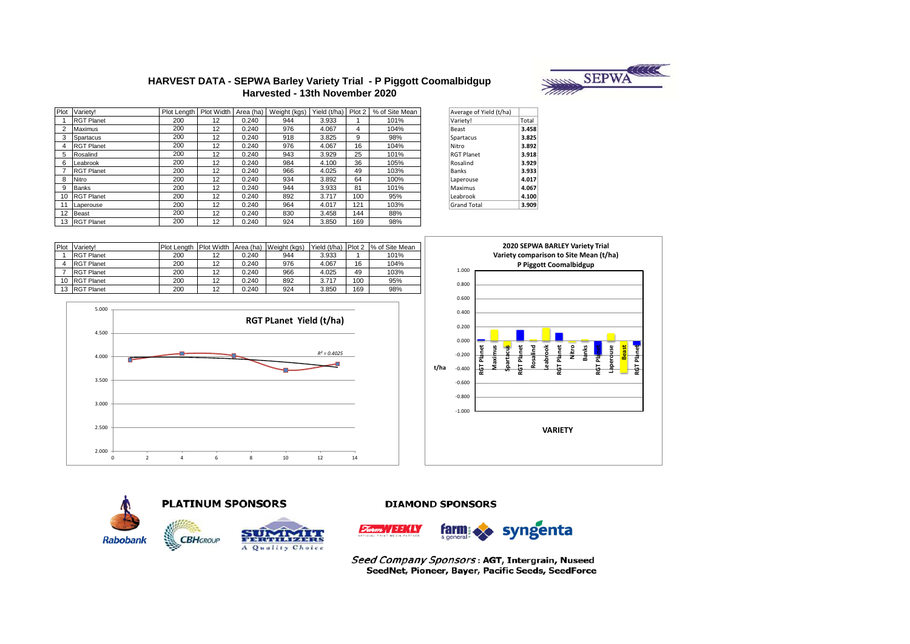# HARVEST DATA - SEPWA Barley Variety Trial - P Piggott Coomalbidgup
## Harvested - 13th November 2020

| Plot | Variety! | Plot Length | Plot Width | Area (ha) | Weight (kgs) | Yield (t/ha) | Plot 2 | % of Site Mean |
|---|---|---|---|---|---|---|---|---|
| 1 | RGT Planet | 200 | 12 | 0.240 | 944 | 3.933 | 1 | 101% |
| 2 | Maximus | 200 | 12 | 0.240 | 976 | 4.067 | 4 | 104% |
| 3 | Spartacus | 200 | 12 | 0.240 | 918 | 3.825 | 9 | 98% |
| 4 | RGT Planet | 200 | 12 | 0.240 | 976 | 4.067 | 16 | 104% |
| 5 | Rosalind | 200 | 12 | 0.240 | 943 | 3.929 | 25 | 101% |
| 6 | Leabrook | 200 | 12 | 0.240 | 984 | 4.100 | 36 | 105% |
| 7 | RGT Planet | 200 | 12 | 0.240 | 966 | 4.025 | 49 | 103% |
| 8 | Nitro | 200 | 12 | 0.240 | 934 | 3.892 | 64 | 100% |
| 9 | Banks | 200 | 12 | 0.240 | 944 | 3.933 | 81 | 101% |
| 10 | RGT Planet | 200 | 12 | 0.240 | 892 | 3.717 | 100 | 95% |
| 11 | Laperouse | 200 | 12 | 0.240 | 964 | 4.017 | 121 | 103% |
| 12 | Beast | 200 | 12 | 0.240 | 830 | 3.458 | 144 | 88% |
| 13 | RGT Planet | 200 | 12 | 0.240 | 924 | 3.850 | 169 | 98% |

| Average of Yield (t/ha) | |
|---|---|
| Variety! | Total |
| Beast | 3.458 |
| Spartacus | 3.825 |
| Nitro | 3.892 |
| RGT Planet | 3.918 |
| Rosalind | 3.929 |
| Banks | 3.933 |
| Laperouse | 4.017 |
| Maximus | 4.067 |
| Leabrook | 4.100 |
| Grand Total | 3.909 |

| Plot | Variety! | Plot Length | Plot Width | Area (ha) | Weight (kgs) | Yield (t/ha) | Plot 2 | % of Site Mean |
|---|---|---|---|---|---|---|---|---|
| 1 | RGT Planet | 200 | 12 | 0.240 | 944 | 3.933 | 1 | 101% |
| 4 | RGT Planet | 200 | 12 | 0.240 | 976 | 4.067 | 16 | 104% |
| 7 | RGT Planet | 200 | 12 | 0.240 | 966 | 4.025 | 49 | 103% |
| 10 | RGT Planet | 200 | 12 | 0.240 | 892 | 3.717 | 100 | 95% |
| 13 | RGT Planet | 200 | 12 | 0.240 | 924 | 3.850 | 169 | 98% |

**RGT PLanet Yield (t/ha)**

$R^2 = 0.4025$

**2020 SEPWA BARLEY Variety Trial**
**Variety comparison to Site Mean (t/ha)**
**P Piggott Coomalbidgup**

**PLATINUM SPONSORS**

Rabobank, CBH Group, Summit Fertilizers – A Quality Choice

**DIAMOND SPONSORS**

Farm Weekly, farm & general, syngenta

*Seed Company Sponsors*: AGT, Intergrain, Nuseed SeedNet, Pioneer, Bayer, Pacific Seeds, SeedForce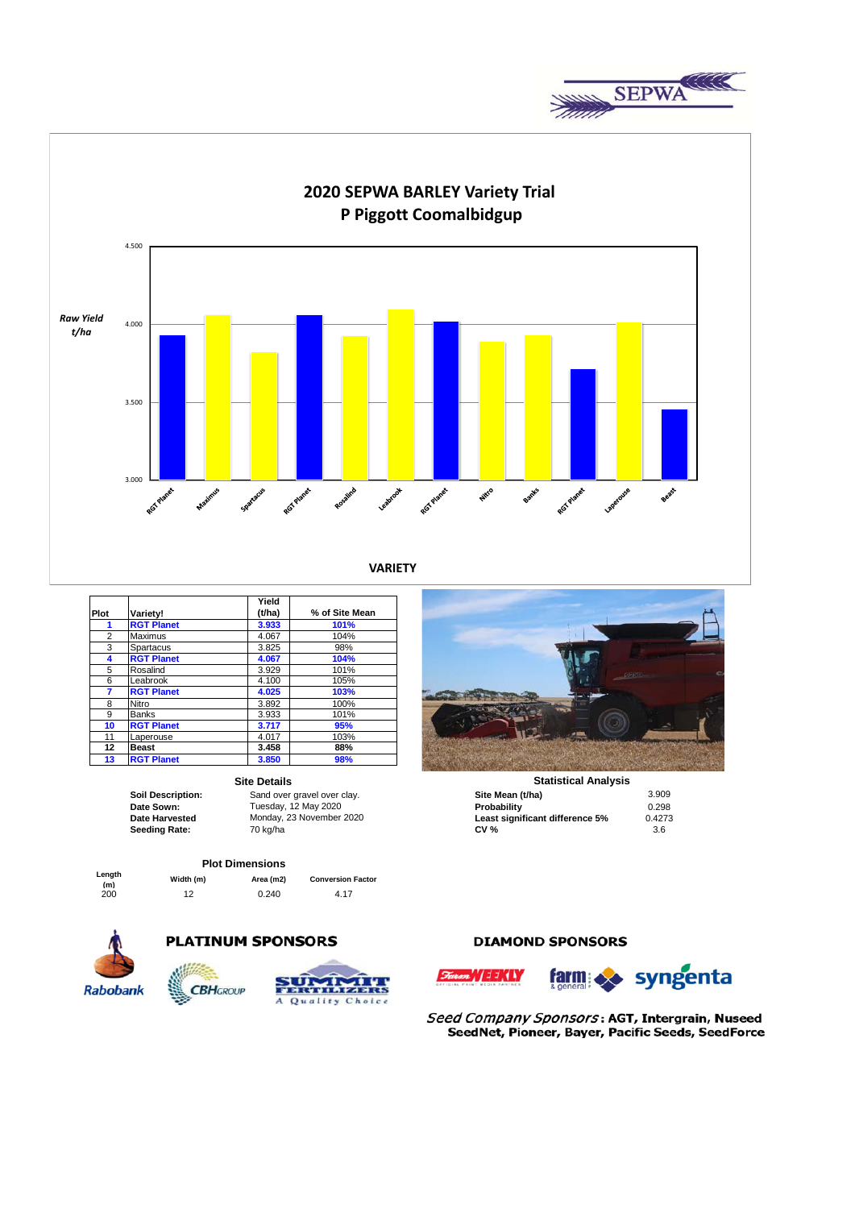# 2020 SEPWA BARLEY Variety Trial

## P Piggott Coomalbidgup

| Plot | Variety! | Yield (t/ha) | % of Site Mean |
|---|---|---|---|
| **1** | **RGT Planet** | **3.933** | **101%** |
| 2 | Maximus | 4.067 | 104% |
| 3 | Spartacus | 3.825 | 98% |
| **4** | **RGT Planet** | **4.067** | **104%** |
| 5 | Rosalind | 3.929 | 101% |
| 6 | Leabrook | 4.100 | 105% |
| **7** | **RGT Planet** | **4.025** | **103%** |
| 8 | Nitro | 3.892 | 100% |
| 9 | Banks | 3.933 | 101% |
| **10** | **RGT Planet** | **3.717** | **95%** |
| 11 | Laperouse | 4.017 | 103% |
| **12** | **Beast** | **3.458** | **88%** |
| **13** | **RGT Planet** | **3.850** | **98%** |

### Site Details

| | |
|---|---|
| **Soil Description:** | Sand over gravel over clay. |
| **Date Sown:** | Tuesday, 12 May 2020 |
| **Date Harvested** | Monday, 23 November 2020 |
| **Seeding Rate:** | 70 kg/ha |

### Statistical Analysis

| | |
|---|---|
| **Site Mean (t/ha)** | 3.909 |
| **Probability** | 0.298 |
| **Least significant difference 5%** | 0.4273 |
| **CV %** | 3.6 |

### Plot Dimensions

| Length (m) | Width (m) | Area (m2) | Conversion Factor |
|---|---|---|---|
| 200 | 12 | 0.240 | 4.17 |

**PLATINUM SPONSORS**

Rabobank, CBH Group, Summit Fertilizers

**DIAMOND SPONSORS**

Farm Weekly, Farm & General, Syngenta

*Seed Company Sponsors*: **AGT, Intergrain, Nuseed SeedNet, Pioneer, Bayer, Pacific Seeds, SeedForce**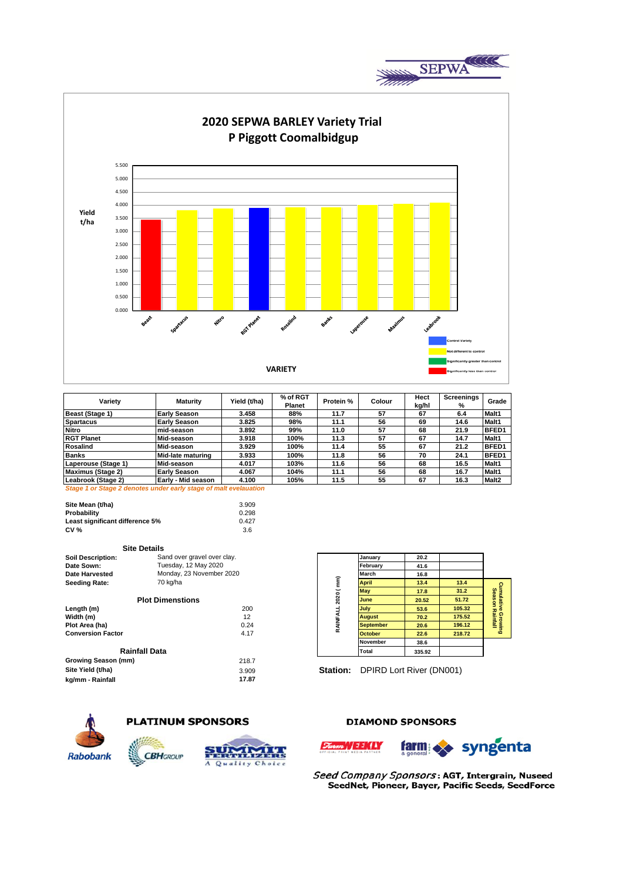SEPWA

# 2020 SEPWA BARLEY Variety Trial
## P Piggott Coomalbidgup

Yield t/ha

5.500
5.000
4.500
4.000
3.500
3.000
2.500
2.000
1.500
1.000
0.500
0.000

Beast
Spartacus
Nitro
RGT Planet
Rosalind
Banks
Laperouse
Maximus
Leabrook

VARIETY

Control Variety
Not different to control
Significantly greater than control
Significantly less than control

| Variety | Maturity | Yield (t/ha) | % of RGT Planet | Protein % | Colour | Hect kg/hl | Screenings % | Grade |
|---|---|---|---|---|---|---|---|---|
| **Beast (Stage 1)** | Early Season | 3.458 | 88% | 11.7 | 57 | 67 | 6.4 | Malt1 |
| **Spartacus** | Early Season | 3.825 | 98% | 11.1 | 56 | 69 | 14.6 | Malt1 |
| **Nitro** | mid-season | 3.892 | 99% | 11.0 | 57 | 68 | 21.9 | BFED1 |
| **RGT Planet** | Mid-season | 3.918 | 100% | 11.3 | 57 | 67 | 14.7 | Malt1 |
| **Rosalind** | Mid-season | 3.929 | 100% | 11.4 | 55 | 67 | 21.2 | BFED1 |
| **Banks** | Mid-late maturing | 3.933 | 100% | 11.8 | 56 | 70 | 24.1 | BFED1 |
| **Laperouse (Stage 1)** | Mid-season | 4.017 | 103% | 11.6 | 56 | 68 | 16.5 | Malt1 |
| **Maximus (Stage 2)** | Early Season | 4.067 | 104% | 11.1 | 56 | 68 | 16.7 | Malt1 |
| **Leabrook (Stage 2)** | Early - Mid season | 4.100 | 105% | 11.5 | 55 | 67 | 16.3 | Malt2 |

*Stage 1 or Stage 2 denotes under early stage of malt evelauation*

| | |
|---|---|
| **Site Mean (t/ha)** | 3.909 |
| **Probability** | 0.298 |
| **Least significant difference 5%** | 0.427 |
| **CV %** | 3.6 |

### Site Details

| | |
|---|---|
| **Soil Description:** | Sand over gravel over clay. |
| **Date Sown:** | Tuesday, 12 May 2020 |
| **Date Harvested** | Monday, 23 November 2020 |
| **Seeding Rate:** | 70 kg/ha |

### Plot Dimenstions

| | |
|---|---|
| **Length (m)** | 200 |
| **Width (m)** | 12 |
| **Plot Area (ha)** | 0.24 |
| **Conversion Factor** | 4.17 |

### Rainfall Data

| | |
|---|---|
| **Growing Season (mm)** | 218.7 |
| **Site Yield (t/ha)** | 3.909 |
| **kg/mm - Rainfall** | 17.87 |

RAINFALL 2020 ( mm)

| Month | Rainfall | Cumulative Growing Season Rainfall |
|---|---|---|
| January | 20.2 | |
| February | 41.6 | |
| March | 16.8 | |
| April | 13.4 | 13.4 |
| May | 17.8 | 31.2 |
| June | 20.52 | 51.72 |
| July | 53.6 | 105.32 |
| August | 70.2 | 175.52 |
| September | 20.6 | 196.12 |
| October | 22.6 | 218.72 |
| November | 38.6 | |
| Total | 335.92 | |

**Station:** DPIRD Lort River (DN001)

**PLATINUM SPONSORS**

Rabobank, CBH GROUP, SUMMIT FERTILIZERS A Quality Choice

**DIAMOND SPONSORS**

Farm WEEKLY, farm & general, syngenta

*Seed Company Sponsors*: **AGT, Intergrain, Nuseed SeedNet, Pioneer, Bayer, Pacific Seeds, SeedForce**